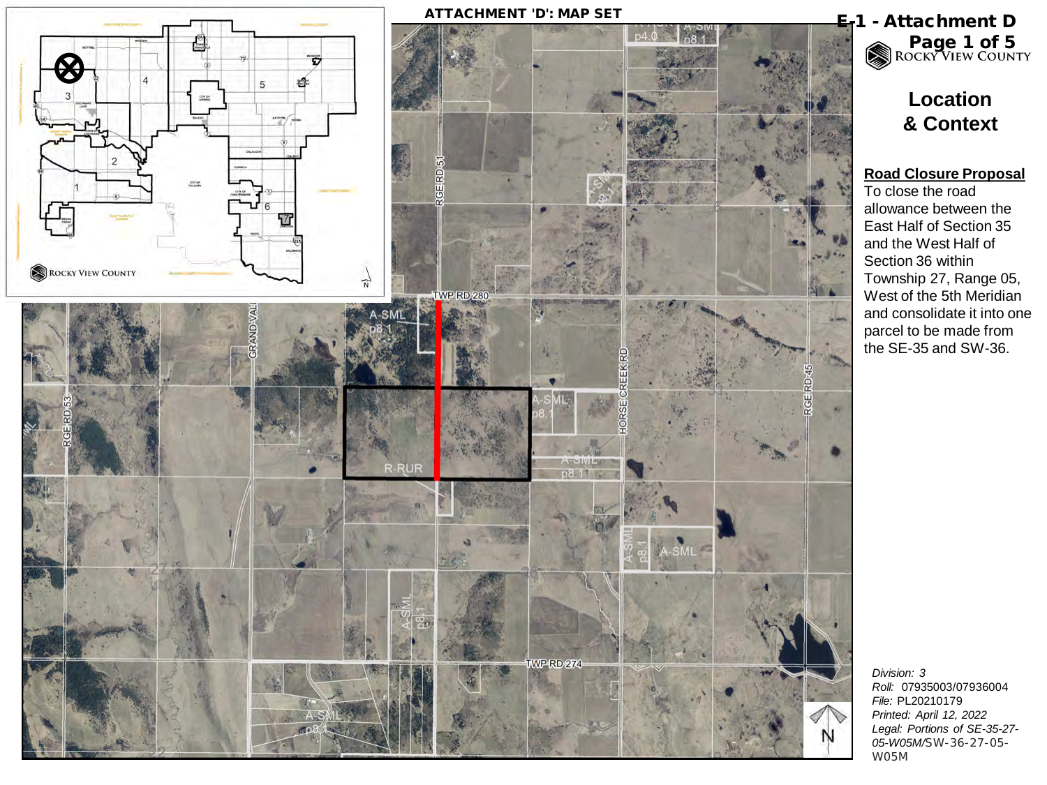# ATTACHMENT 'D': MAP SET

**E-1 - Attachment D**

## Location & Context

**Road Closure Proposal**

To close the road allowance between the East Half of Section 35 and the West Half of Section 36 within Township 27, Range 05, West of the 5th Meridian and consolidate it into one parcel to be made from the SE-35 and SW-36.

*Division: 3*
*Roll:* 07935003/07936004
*File:* PL20210179
*Printed: April 12, 2022*
*Legal: Portions of SE-35-27-05-W05M/*SW-36-27-05-W05M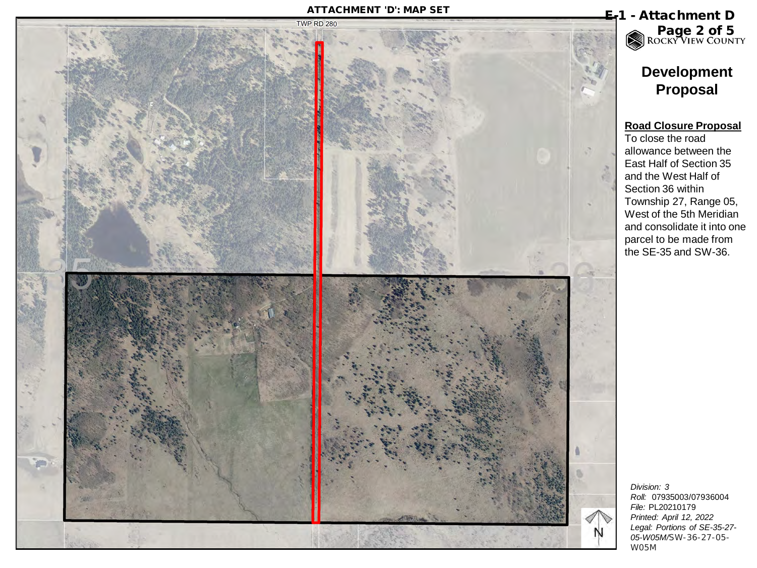ATTACHMENT 'D': MAP SET

E-1 - Attachment D

TWP RD 280

ROCKY VIEW COUNTY

# Development Proposal

**Road Closure Proposal**

To close the road allowance between the East Half of Section 35 and the West Half of Section 36 within Township 27, Range 05, West of the 5th Meridian and consolidate it into one parcel to be made from the SE-35 and SW-36.

*Division:* 3
*Roll:* 07935003/07936004
*File:* PL20210179
*Printed: April 12, 2022*
*Legal: Portions of SE-35-27-05-W05M/*SW-36-27-05-W05M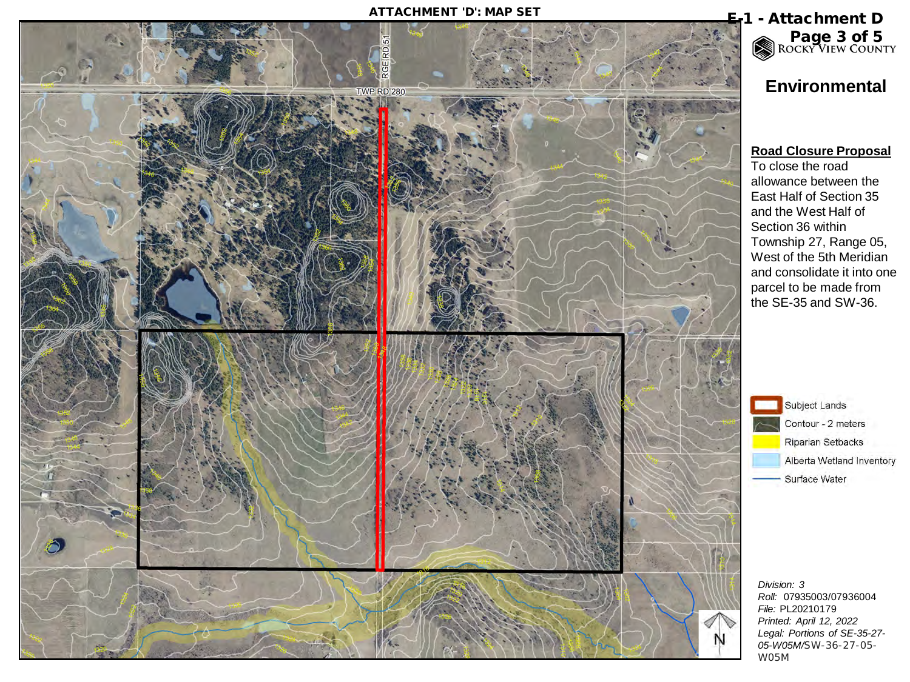# ATTACHMENT 'D': MAP SET

**E-1 - Attachment D**
**Page 3 of 5**

ROCKY VIEW COUNTY

## Environmental

**Road Closure Proposal**
To close the road allowance between the East Half of Section 35 and the West Half of Section 36 within Township 27, Range 05, West of the 5th Meridian and consolidate it into one parcel to be made from the SE-35 and SW-36.

- Subject Lands
- Contour - 2 meters
- Riparian Setbacks
- Alberta Wetland Inventory
- Surface Water

RGE RD 51

TWP RD 280

N

*Division:* 3
*Roll:* 07935003/07936004
*File:* PL20210179
*Printed:* April 12, 2022
*Legal:* Portions of SE-35-27-05-W05M/SW-36-27-05-W05M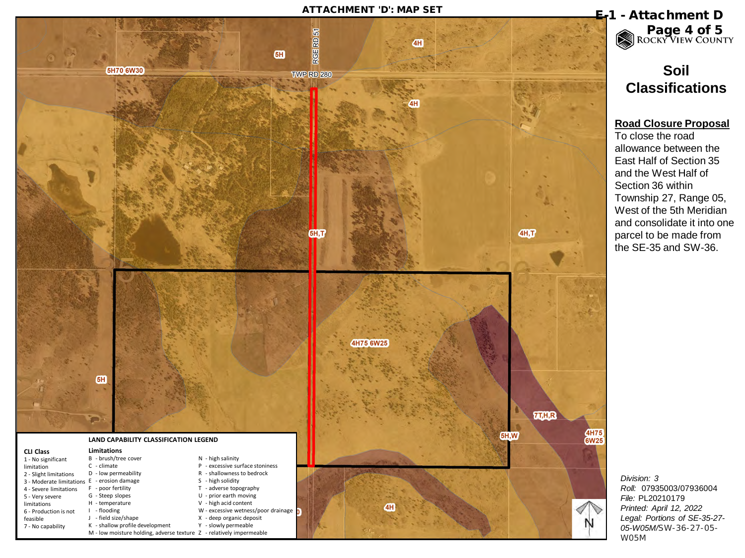ATTACHMENT 'D': MAP SET

E-1 - Attachment D

ROCKY VIEW COUNTY

# Soil Classifications

**Road Closure Proposal**

To close the road allowance between the East Half of Section 35 and the West Half of Section 36 within Township 27, Range 05, West of the 5th Meridian and consolidate it into one parcel to be made from the SE-35 and SW-36.

RGE RD 51

TWP RD 280

5H70 6W30

5H

4H

4H

5H,T

4H,T

4H75 6W25

5H

7T,H,R

5H,W

4H75 6W25

4H

### LAND CAPABILITY CLASSIFICATION LEGEND

| CLI Class | Limitations | |
|---|---|---|
| 1 - No significant limitation | B - brush/tree cover | N - high salinity |
| 2 - Slight limitations | C - climate | P - excessive surface stoniness |
| 3 - Moderate limitations | D - low permeability | R - shallowness to bedrock |
| 4 - Severe limitations | E - erosion damage | S - high solidity |
| 5 - Very severe limitations | F - poor fertility | T - adverse topography |
| 6 - Production is not feasible | G - Steep slopes | U - prior earth moving |
| 7 - No capability | H - temperature | V - high acid content |
| | I - flooding | W - excessive wetness/poor drainage |
| | J - field size/shape | X - deep organic deposit |
| | K - shallow profile development | Y - slowly permeable |
| | M - low moisture holding, adverse texture | Z - relatively impermeable |

N

*Division:* 3
*Roll:* 07935003/07936004
*File:* PL20210179
*Printed:* April 12, 2022
*Legal:* Portions of SE-35-27-05-W05M/SW-36-27-05-W05M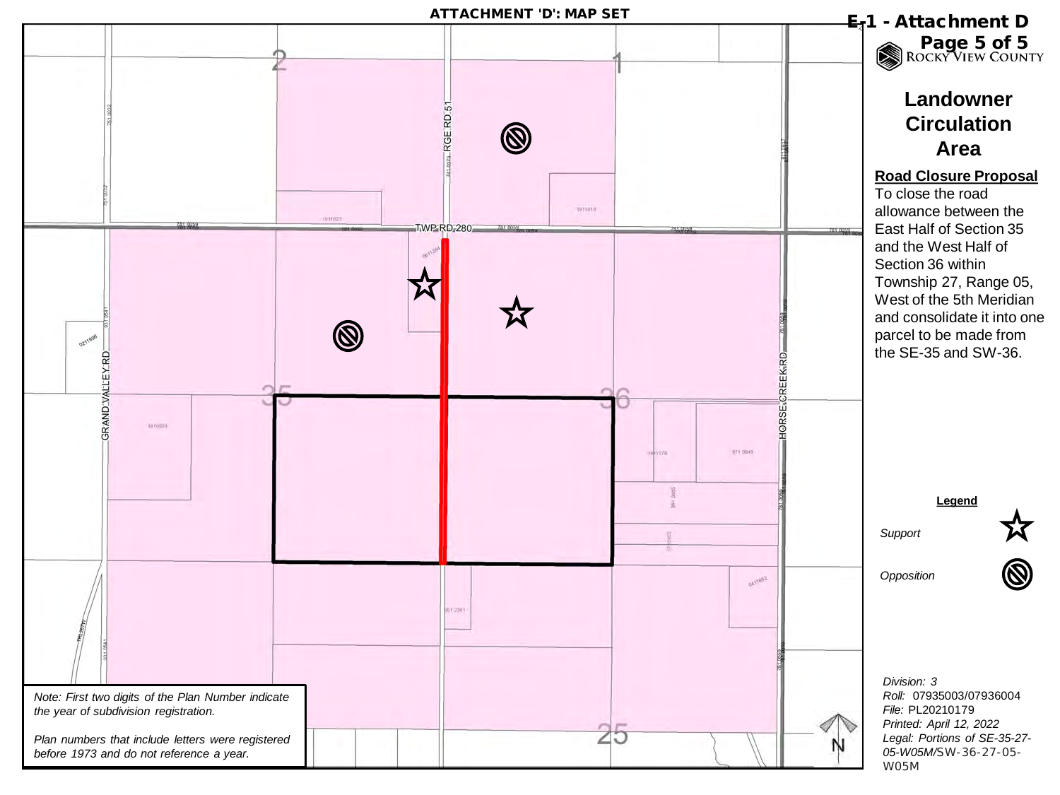ATTACHMENT 'D': MAP SET

E-1 - Attachment D

ROCKY VIEW COUNTY

# Landowner Circulation Area

**Road Closure Proposal**

To close the road allowance between the East Half of Section 35 and the West Half of Section 36 within Township 27, Range 05, West of the 5th Meridian and consolidate it into one parcel to be made from the SE-35 and SW-36.

**Legend**

*Support*

*Opposition*

*Division: 3*
*Roll:* 07935003/07936004
*File:* PL20210179
*Printed: April 12, 2022*
*Legal: Portions of SE-35-27-05-W05M/*SW-36-27-05-W05M

*Note: First two digits of the Plan Number indicate the year of subdivision registration.*

*Plan numbers that include letters were registered before 1973 and do not reference a year.*

2
1
35
36
25

RGE RD 51
TWP RD 280
GRAND VALLEY RD
HORSE CREEK RD

N